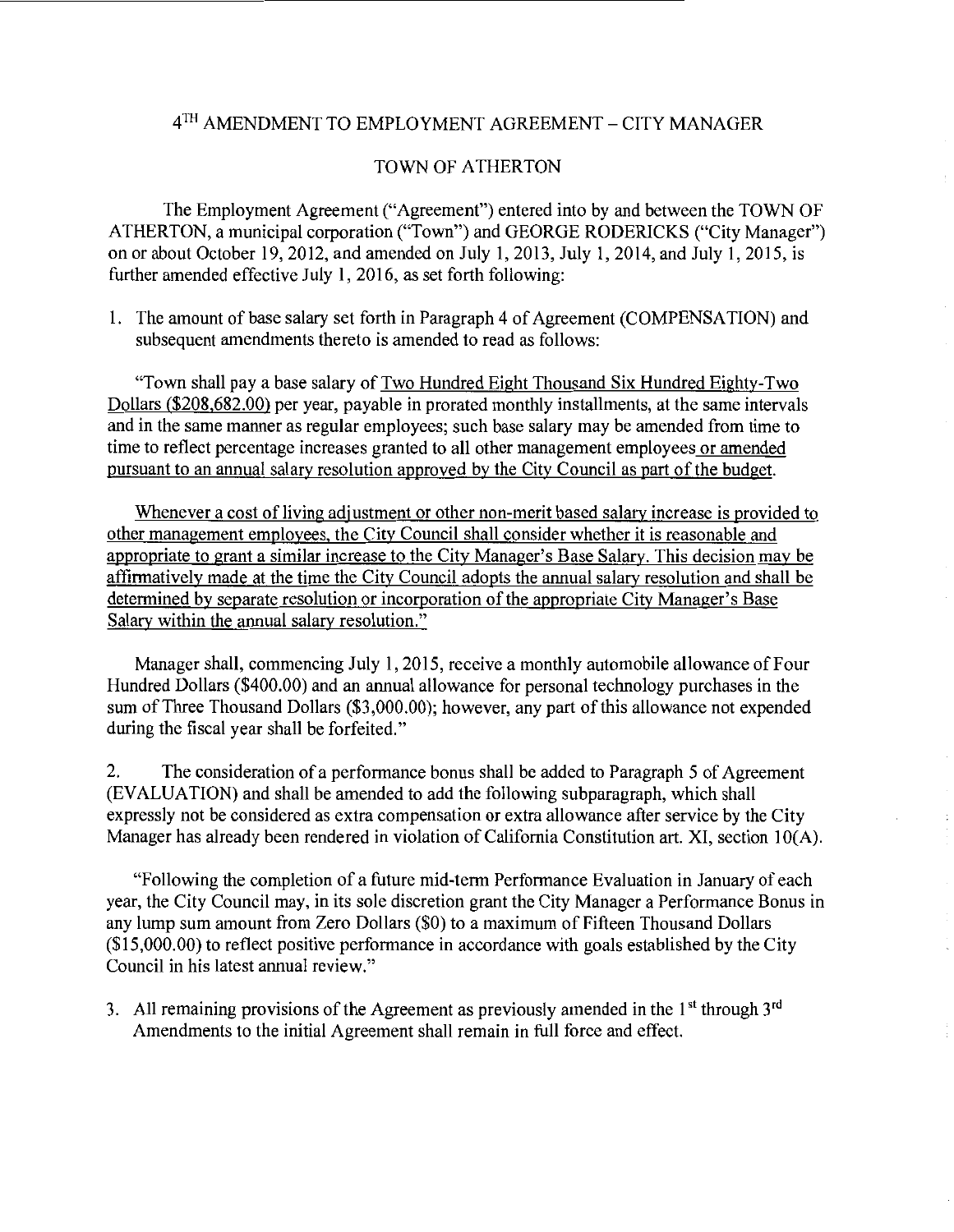# 4TH AMENDMENT TO EMPLOYMENT AGREEMENT – CITY MANAGER

## TOWN OF ATHERTON

The Employment Agreement ("Agreement") entered into by and between the TOWN OF ATHERTON, a municipal corporation ("Town") and GEORGE RODERICKS ("City Manager") on or about October 19, 2012, and amended on July 1, 2013, July 1, 2014, and July 1, 2015, is further amended effective July 1, 2016, as set forth following:

1. The amount of base salary set forth in Paragraph 4 of Agreement (COMPENSATION) and subsequent amendments thereto is amended to read as follows:

   "Town shall pay a base salary of <u>Two Hundred Eight Thousand Six Hundred Eighty-Two Dollars ($208,682.00)</u> per year, payable in prorated monthly installments, at the same intervals and in the same manner as regular employees; such base salary may be amended from time to time to reflect percentage increases granted to all other management employees <u>or amended pursuant to an annual salary resolution approved by the City Council as part of the budget.</u>

   <u>Whenever a cost of living adjustment or other non-merit based salary increase is provided to other management employees, the City Council shall consider whether it is reasonable and appropriate to grant a similar increase to the City Manager's Base Salary. This decision may be affirmatively made at the time the City Council adopts the annual salary resolution and shall be determined by separate resolution or incorporation of the appropriate City Manager's Base Salary within the annual salary resolution."</u>

   Manager shall, commencing July 1, 2015, receive a monthly automobile allowance of Four Hundred Dollars ($400.00) and an annual allowance for personal technology purchases in the sum of Three Thousand Dollars ($3,000.00); however, any part of this allowance not expended during the fiscal year shall be forfeited."

2. The consideration of a performance bonus shall be added to Paragraph 5 of Agreement (EVALUATION) and shall be amended to add the following subparagraph, which shall expressly not be considered as extra compensation or extra allowance after service by the City Manager has already been rendered in violation of California Constitution art. XI, section 10(A).

   "Following the completion of a future mid-term Performance Evaluation in January of each year, the City Council may, in its sole discretion grant the City Manager a Performance Bonus in any lump sum amount from Zero Dollars ($0) to a maximum of Fifteen Thousand Dollars ($15,000.00) to reflect positive performance in accordance with goals established by the City Council in his latest annual review."

3. All remaining provisions of the Agreement as previously amended in the 1st through 3rd Amendments to the initial Agreement shall remain in full force and effect.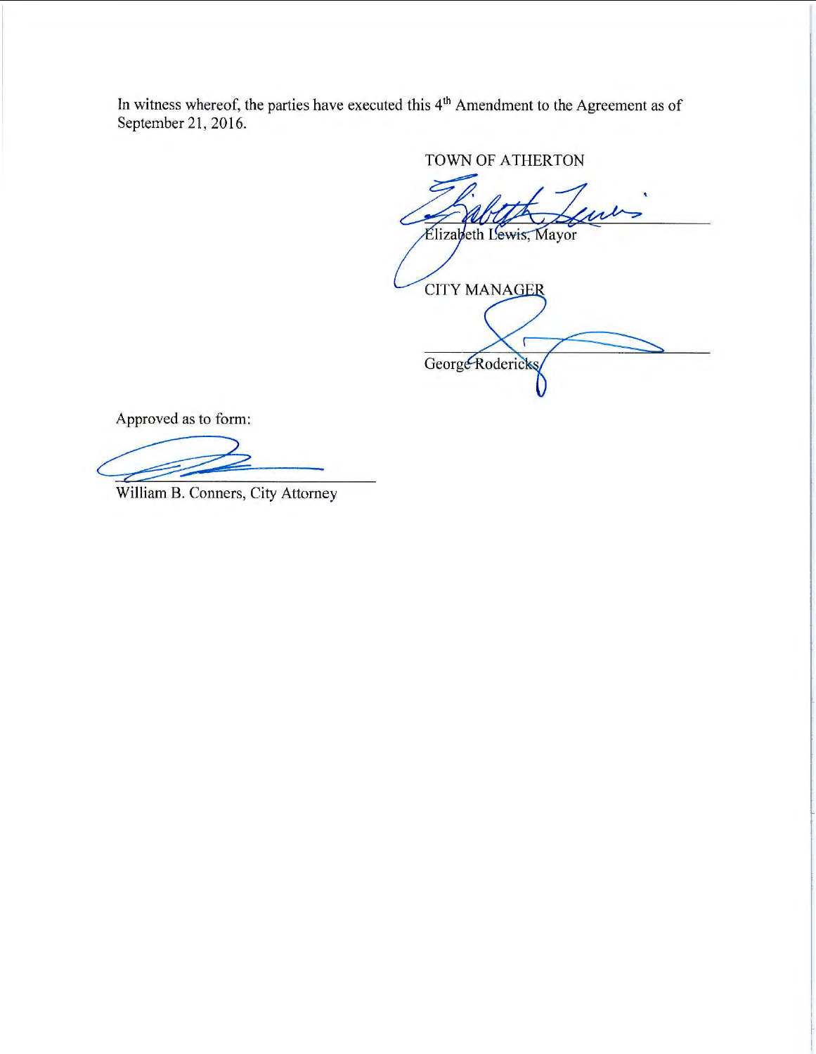In witness whereof, the parties have executed this 4th Amendment to the Agreement as of September 21, 2016.

TOWN OF ATHERTON

_________________________
Elizabeth Lewis, Mayor

CITY MANAGER

_________________________
George Rodericks

Approved as to form:

_________________________
William B. Conners, City Attorney